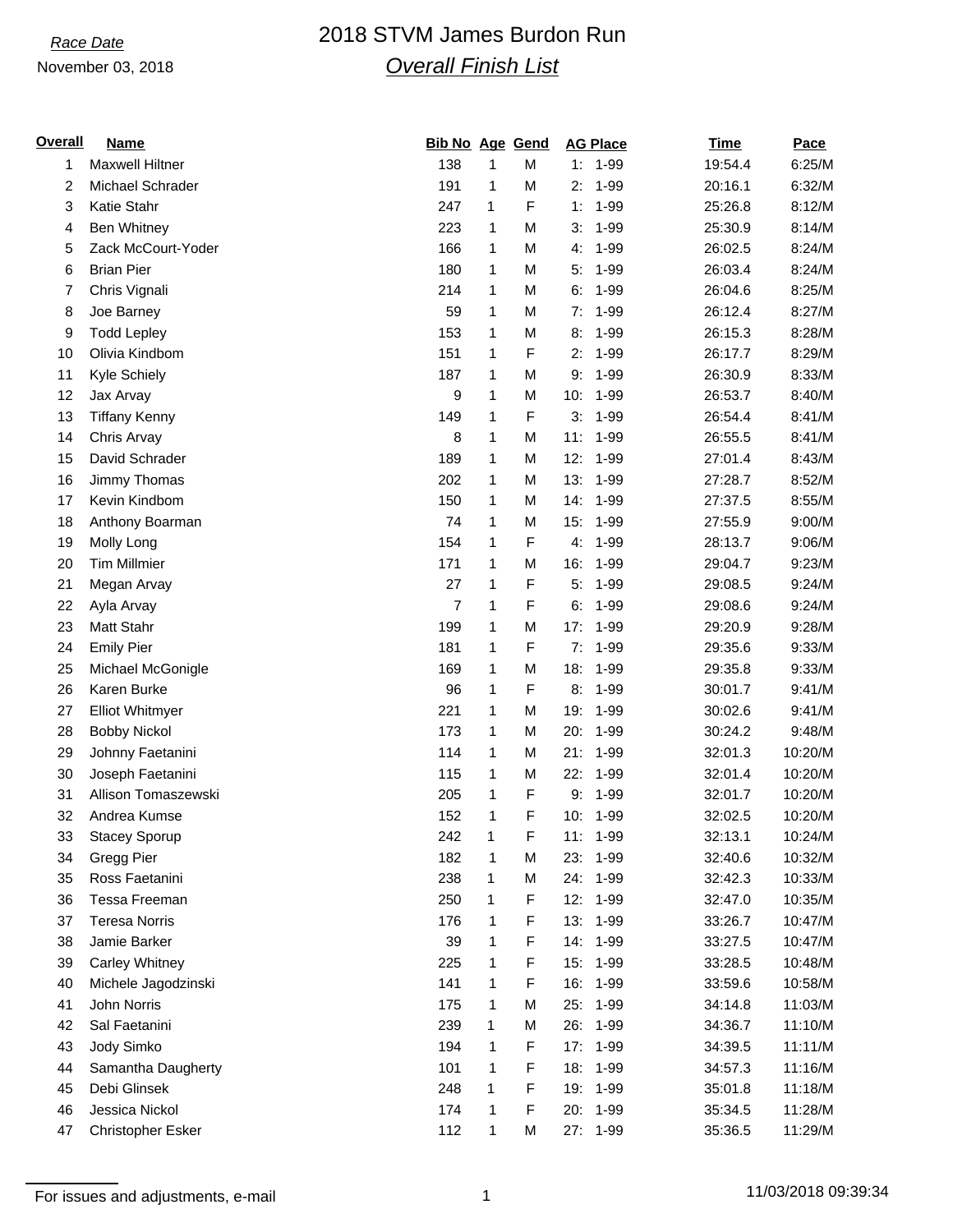*Race Date*

November 03, 2018

# 2018 STVM James Burdon Run

## *Overall Finish List*

| Overall | Name | Bib No | Age | Gend | AG Place | Time | Pace |
|---|---|---|---|---|---|---|---|
| 1 | Maxwell Hiltner | 138 | 1 | M | 1: 1-99 | 19:54.4 | 6:25/M |
| 2 | Michael Schrader | 191 | 1 | M | 2: 1-99 | 20:16.1 | 6:32/M |
| 3 | Katie Stahr | 247 | 1 | F | 1: 1-99 | 25:26.8 | 8:12/M |
| 4 | Ben Whitney | 223 | 1 | M | 3: 1-99 | 25:30.9 | 8:14/M |
| 5 | Zack McCourt-Yoder | 166 | 1 | M | 4: 1-99 | 26:02.5 | 8:24/M |
| 6 | Brian Pier | 180 | 1 | M | 5: 1-99 | 26:03.4 | 8:24/M |
| 7 | Chris Vignali | 214 | 1 | M | 6: 1-99 | 26:04.6 | 8:25/M |
| 8 | Joe Barney | 59 | 1 | M | 7: 1-99 | 26:12.4 | 8:27/M |
| 9 | Todd Lepley | 153 | 1 | M | 8: 1-99 | 26:15.3 | 8:28/M |
| 10 | Olivia Kindbom | 151 | 1 | F | 2: 1-99 | 26:17.7 | 8:29/M |
| 11 | Kyle Schiely | 187 | 1 | M | 9: 1-99 | 26:30.9 | 8:33/M |
| 12 | Jax Arvay | 9 | 1 | M | 10: 1-99 | 26:53.7 | 8:40/M |
| 13 | Tiffany Kenny | 149 | 1 | F | 3: 1-99 | 26:54.4 | 8:41/M |
| 14 | Chris Arvay | 8 | 1 | M | 11: 1-99 | 26:55.5 | 8:41/M |
| 15 | David Schrader | 189 | 1 | M | 12: 1-99 | 27:01.4 | 8:43/M |
| 16 | Jimmy Thomas | 202 | 1 | M | 13: 1-99 | 27:28.7 | 8:52/M |
| 17 | Kevin Kindbom | 150 | 1 | M | 14: 1-99 | 27:37.5 | 8:55/M |
| 18 | Anthony Boarman | 74 | 1 | M | 15: 1-99 | 27:55.9 | 9:00/M |
| 19 | Molly Long | 154 | 1 | F | 4: 1-99 | 28:13.7 | 9:06/M |
| 20 | Tim Millmier | 171 | 1 | M | 16: 1-99 | 29:04.7 | 9:23/M |
| 21 | Megan Arvay | 27 | 1 | F | 5: 1-99 | 29:08.5 | 9:24/M |
| 22 | Ayla Arvay | 7 | 1 | F | 6: 1-99 | 29:08.6 | 9:24/M |
| 23 | Matt Stahr | 199 | 1 | M | 17: 1-99 | 29:20.9 | 9:28/M |
| 24 | Emily Pier | 181 | 1 | F | 7: 1-99 | 29:35.6 | 9:33/M |
| 25 | Michael McGonigle | 169 | 1 | M | 18: 1-99 | 29:35.8 | 9:33/M |
| 26 | Karen Burke | 96 | 1 | F | 8: 1-99 | 30:01.7 | 9:41/M |
| 27 | Elliot Whitmyer | 221 | 1 | M | 19: 1-99 | 30:02.6 | 9:41/M |
| 28 | Bobby Nickol | 173 | 1 | M | 20: 1-99 | 30:24.2 | 9:48/M |
| 29 | Johnny Faetanini | 114 | 1 | M | 21: 1-99 | 32:01.3 | 10:20/M |
| 30 | Joseph Faetanini | 115 | 1 | M | 22: 1-99 | 32:01.4 | 10:20/M |
| 31 | Allison Tomaszewski | 205 | 1 | F | 9: 1-99 | 32:01.7 | 10:20/M |
| 32 | Andrea Kumse | 152 | 1 | F | 10: 1-99 | 32:02.5 | 10:20/M |
| 33 | Stacey Sporup | 242 | 1 | F | 11: 1-99 | 32:13.1 | 10:24/M |
| 34 | Gregg Pier | 182 | 1 | M | 23: 1-99 | 32:40.6 | 10:32/M |
| 35 | Ross Faetanini | 238 | 1 | M | 24: 1-99 | 32:42.3 | 10:33/M |
| 36 | Tessa Freeman | 250 | 1 | F | 12: 1-99 | 32:47.0 | 10:35/M |
| 37 | Teresa Norris | 176 | 1 | F | 13: 1-99 | 33:26.7 | 10:47/M |
| 38 | Jamie Barker | 39 | 1 | F | 14: 1-99 | 33:27.5 | 10:47/M |
| 39 | Carley Whitney | 225 | 1 | F | 15: 1-99 | 33:28.5 | 10:48/M |
| 40 | Michele Jagodzinski | 141 | 1 | F | 16: 1-99 | 33:59.6 | 10:58/M |
| 41 | John Norris | 175 | 1 | M | 25: 1-99 | 34:14.8 | 11:03/M |
| 42 | Sal Faetanini | 239 | 1 | M | 26: 1-99 | 34:36.7 | 11:10/M |
| 43 | Jody Simko | 194 | 1 | F | 17: 1-99 | 34:39.5 | 11:11/M |
| 44 | Samantha Daugherty | 101 | 1 | F | 18: 1-99 | 34:57.3 | 11:16/M |
| 45 | Debi Glinsek | 248 | 1 | F | 19: 1-99 | 35:01.8 | 11:18/M |
| 46 | Jessica Nickol | 174 | 1 | F | 20: 1-99 | 35:34.5 | 11:28/M |
| 47 | Christopher Esker | 112 | 1 | M | 27: 1-99 | 35:36.5 | 11:29/M |

For issues and adjustments, e-mail

11/03/2018 09:39:34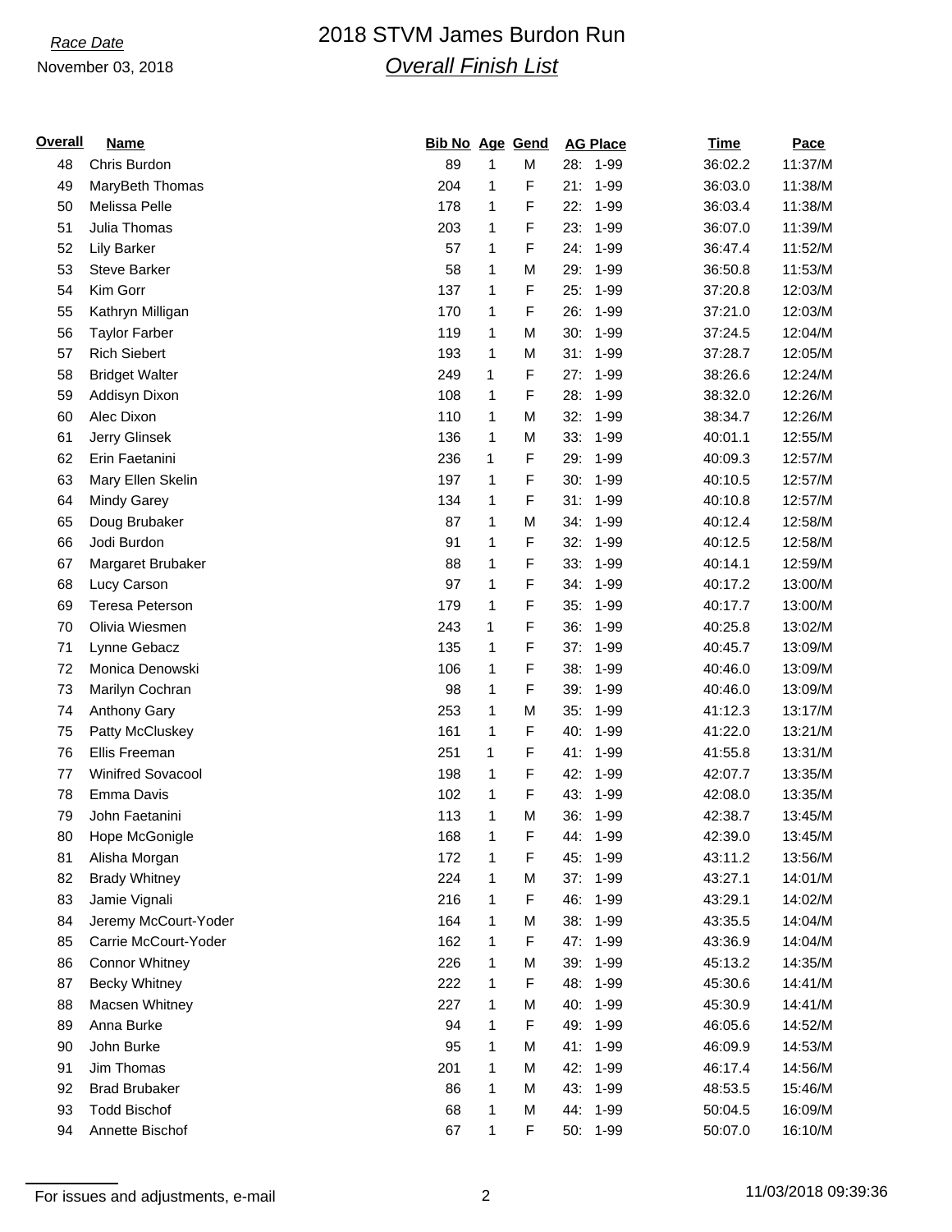*Race Date*

November 03, 2018

# 2018 STVM James Burdon Run

## *Overall Finish List*

| Overall | Name | Bib No | Age | Gend | AG Place | Time | Pace |
|---|---|---|---|---|---|---|---|
| 48 | Chris Burdon | 89 | 1 | M | 28: 1-99 | 36:02.2 | 11:37/M |
| 49 | MaryBeth Thomas | 204 | 1 | F | 21: 1-99 | 36:03.0 | 11:38/M |
| 50 | Melissa Pelle | 178 | 1 | F | 22: 1-99 | 36:03.4 | 11:38/M |
| 51 | Julia Thomas | 203 | 1 | F | 23: 1-99 | 36:07.0 | 11:39/M |
| 52 | Lily Barker | 57 | 1 | F | 24: 1-99 | 36:47.4 | 11:52/M |
| 53 | Steve Barker | 58 | 1 | M | 29: 1-99 | 36:50.8 | 11:53/M |
| 54 | Kim Gorr | 137 | 1 | F | 25: 1-99 | 37:20.8 | 12:03/M |
| 55 | Kathryn Milligan | 170 | 1 | F | 26: 1-99 | 37:21.0 | 12:03/M |
| 56 | Taylor Farber | 119 | 1 | M | 30: 1-99 | 37:24.5 | 12:04/M |
| 57 | Rich Siebert | 193 | 1 | M | 31: 1-99 | 37:28.7 | 12:05/M |
| 58 | Bridget Walter | 249 | 1 | F | 27: 1-99 | 38:26.6 | 12:24/M |
| 59 | Addisyn Dixon | 108 | 1 | F | 28: 1-99 | 38:32.0 | 12:26/M |
| 60 | Alec Dixon | 110 | 1 | M | 32: 1-99 | 38:34.7 | 12:26/M |
| 61 | Jerry Glinsek | 136 | 1 | M | 33: 1-99 | 40:01.1 | 12:55/M |
| 62 | Erin Faetanini | 236 | 1 | F | 29: 1-99 | 40:09.3 | 12:57/M |
| 63 | Mary Ellen Skelin | 197 | 1 | F | 30: 1-99 | 40:10.5 | 12:57/M |
| 64 | Mindy Garey | 134 | 1 | F | 31: 1-99 | 40:10.8 | 12:57/M |
| 65 | Doug Brubaker | 87 | 1 | M | 34: 1-99 | 40:12.4 | 12:58/M |
| 66 | Jodi Burdon | 91 | 1 | F | 32: 1-99 | 40:12.5 | 12:58/M |
| 67 | Margaret Brubaker | 88 | 1 | F | 33: 1-99 | 40:14.1 | 12:59/M |
| 68 | Lucy Carson | 97 | 1 | F | 34: 1-99 | 40:17.2 | 13:00/M |
| 69 | Teresa Peterson | 179 | 1 | F | 35: 1-99 | 40:17.7 | 13:00/M |
| 70 | Olivia Wiesmen | 243 | 1 | F | 36: 1-99 | 40:25.8 | 13:02/M |
| 71 | Lynne Gebacz | 135 | 1 | F | 37: 1-99 | 40:45.7 | 13:09/M |
| 72 | Monica Denowski | 106 | 1 | F | 38: 1-99 | 40:46.0 | 13:09/M |
| 73 | Marilyn Cochran | 98 | 1 | F | 39: 1-99 | 40:46.0 | 13:09/M |
| 74 | Anthony Gary | 253 | 1 | M | 35: 1-99 | 41:12.3 | 13:17/M |
| 75 | Patty McCluskey | 161 | 1 | F | 40: 1-99 | 41:22.0 | 13:21/M |
| 76 | Ellis Freeman | 251 | 1 | F | 41: 1-99 | 41:55.8 | 13:31/M |
| 77 | Winifred Sovacool | 198 | 1 | F | 42: 1-99 | 42:07.7 | 13:35/M |
| 78 | Emma Davis | 102 | 1 | F | 43: 1-99 | 42:08.0 | 13:35/M |
| 79 | John Faetanini | 113 | 1 | M | 36: 1-99 | 42:38.7 | 13:45/M |
| 80 | Hope McGonigle | 168 | 1 | F | 44: 1-99 | 42:39.0 | 13:45/M |
| 81 | Alisha Morgan | 172 | 1 | F | 45: 1-99 | 43:11.2 | 13:56/M |
| 82 | Brady Whitney | 224 | 1 | M | 37: 1-99 | 43:27.1 | 14:01/M |
| 83 | Jamie Vignali | 216 | 1 | F | 46: 1-99 | 43:29.1 | 14:02/M |
| 84 | Jeremy McCourt-Yoder | 164 | 1 | M | 38: 1-99 | 43:35.5 | 14:04/M |
| 85 | Carrie McCourt-Yoder | 162 | 1 | F | 47: 1-99 | 43:36.9 | 14:04/M |
| 86 | Connor Whitney | 226 | 1 | M | 39: 1-99 | 45:13.2 | 14:35/M |
| 87 | Becky Whitney | 222 | 1 | F | 48: 1-99 | 45:30.6 | 14:41/M |
| 88 | Macsen Whitney | 227 | 1 | M | 40: 1-99 | 45:30.9 | 14:41/M |
| 89 | Anna Burke | 94 | 1 | F | 49: 1-99 | 46:05.6 | 14:52/M |
| 90 | John Burke | 95 | 1 | M | 41: 1-99 | 46:09.9 | 14:53/M |
| 91 | Jim Thomas | 201 | 1 | M | 42: 1-99 | 46:17.4 | 14:56/M |
| 92 | Brad Brubaker | 86 | 1 | M | 43: 1-99 | 48:53.5 | 15:46/M |
| 93 | Todd Bischof | 68 | 1 | M | 44: 1-99 | 50:04.5 | 16:09/M |
| 94 | Annette Bischof | 67 | 1 | F | 50: 1-99 | 50:07.0 | 16:10/M |

For issues and adjustments, e-mail

11/03/2018 09:39:36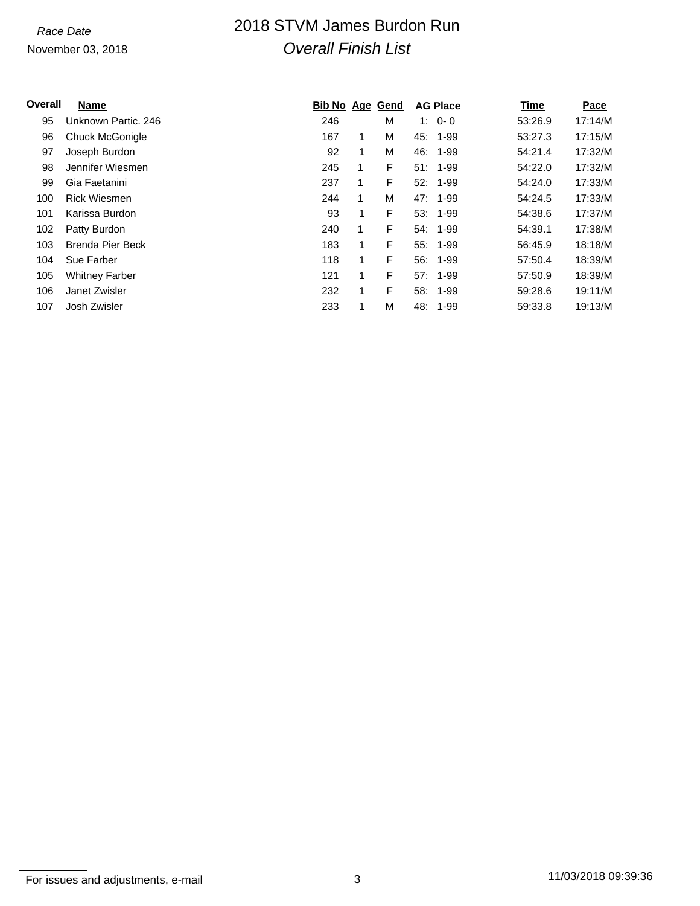*Race Date*

November 03, 2018

# 2018 STVM James Burdon Run

## *Overall Finish List*

| Overall | Name | Bib No | Age | Gend | AG Place | Time | Pace |
|---|---|---|---|---|---|---|---|
| 95 | Unknown Partic. 246 | 246 | | M | 1: 0- 0 | 53:26.9 | 17:14/M |
| 96 | Chuck McGonigle | 167 | 1 | M | 45: 1-99 | 53:27.3 | 17:15/M |
| 97 | Joseph Burdon | 92 | 1 | M | 46: 1-99 | 54:21.4 | 17:32/M |
| 98 | Jennifer Wiesmen | 245 | 1 | F | 51: 1-99 | 54:22.0 | 17:32/M |
| 99 | Gia Faetanini | 237 | 1 | F | 52: 1-99 | 54:24.0 | 17:33/M |
| 100 | Rick Wiesmen | 244 | 1 | M | 47: 1-99 | 54:24.5 | 17:33/M |
| 101 | Karissa Burdon | 93 | 1 | F | 53: 1-99 | 54:38.6 | 17:37/M |
| 102 | Patty Burdon | 240 | 1 | F | 54: 1-99 | 54:39.1 | 17:38/M |
| 103 | Brenda Pier Beck | 183 | 1 | F | 55: 1-99 | 56:45.9 | 18:18/M |
| 104 | Sue Farber | 118 | 1 | F | 56: 1-99 | 57:50.4 | 18:39/M |
| 105 | Whitney Farber | 121 | 1 | F | 57: 1-99 | 57:50.9 | 18:39/M |
| 106 | Janet Zwisler | 232 | 1 | F | 58: 1-99 | 59:28.6 | 19:11/M |
| 107 | Josh Zwisler | 233 | 1 | M | 48: 1-99 | 59:33.8 | 19:13/M |

For issues and adjustments, e-mail

11/03/2018 09:39:36